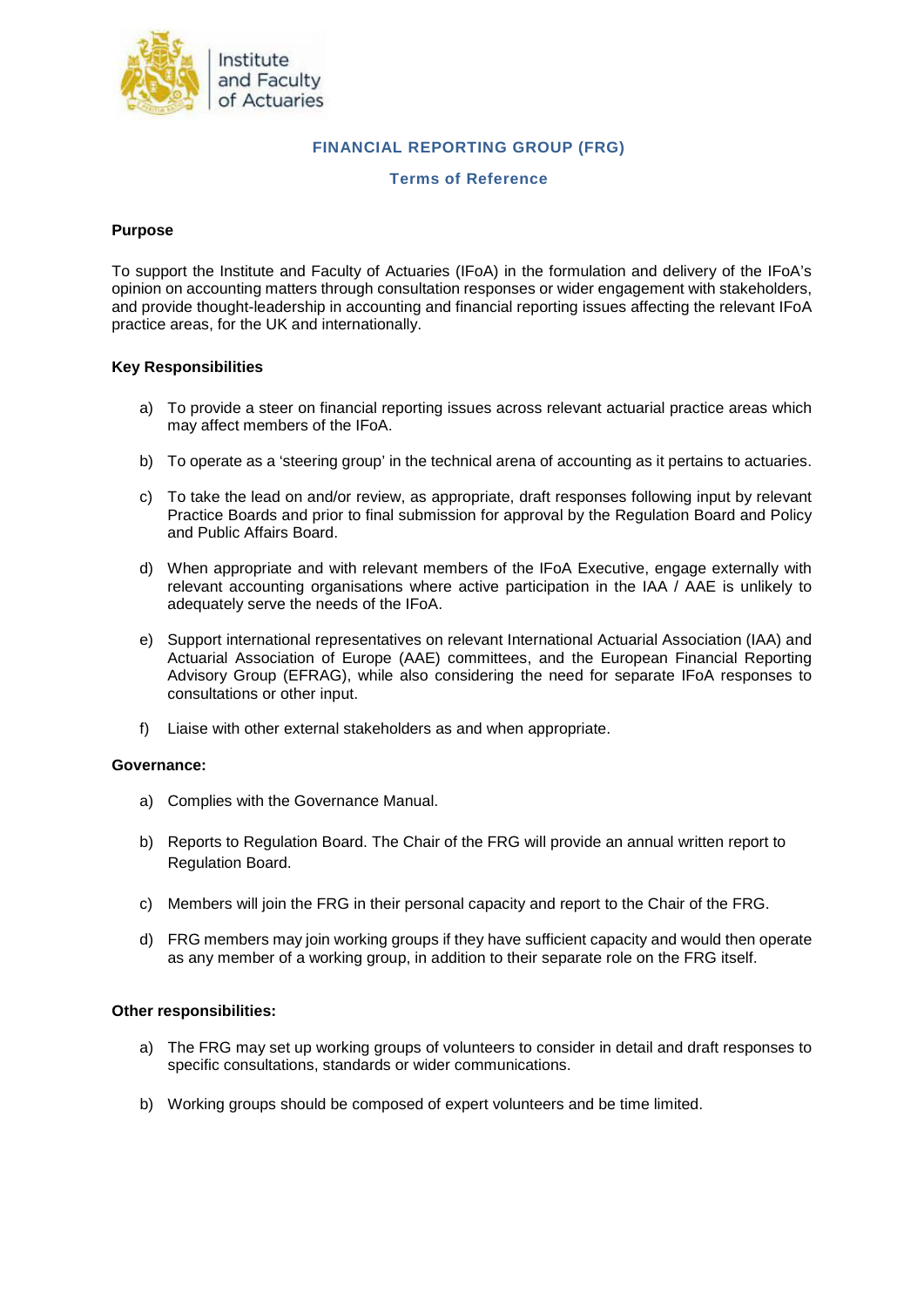# FINANCIAL REPORTING GROUP (FRG)

## Terms of Reference

**Purpose**

To support the Institute and Faculty of Actuaries (IFoA) in the formulation and delivery of the IFoA's opinion on accounting matters through consultation responses or wider engagement with stakeholders, and provide thought-leadership in accounting and financial reporting issues affecting the relevant IFoA practice areas, for the UK and internationally.

**Key Responsibilities**

a) To provide a steer on financial reporting issues across relevant actuarial practice areas which may affect members of the IFoA.

b) To operate as a 'steering group' in the technical arena of accounting as it pertains to actuaries.

c) To take the lead on and/or review, as appropriate, draft responses following input by relevant Practice Boards and prior to final submission for approval by the Regulation Board and Policy and Public Affairs Board.

d) When appropriate and with relevant members of the IFoA Executive, engage externally with relevant accounting organisations where active participation in the IAA / AAE is unlikely to adequately serve the needs of the IFoA.

e) Support international representatives on relevant International Actuarial Association (IAA) and Actuarial Association of Europe (AAE) committees, and the European Financial Reporting Advisory Group (EFRAG), while also considering the need for separate IFoA responses to consultations or other input.

f) Liaise with other external stakeholders as and when appropriate.

**Governance:**

a) Complies with the Governance Manual.

b) Reports to Regulation Board. The Chair of the FRG will provide an annual written report to Regulation Board.

c) Members will join the FRG in their personal capacity and report to the Chair of the FRG.

d) FRG members may join working groups if they have sufficient capacity and would then operate as any member of a working group, in addition to their separate role on the FRG itself.

**Other responsibilities:**

a) The FRG may set up working groups of volunteers to consider in detail and draft responses to specific consultations, standards or wider communications.

b) Working groups should be composed of expert volunteers and be time limited.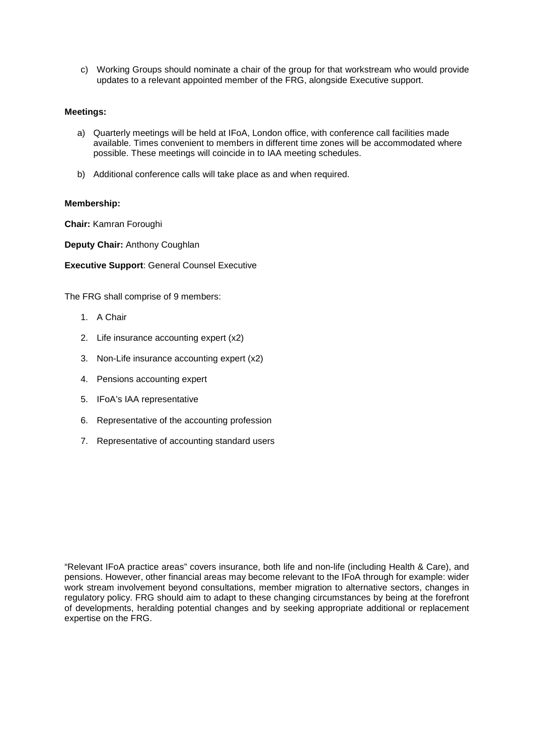c) Working Groups should nominate a chair of the group for that workstream who would provide updates to a relevant appointed member of the FRG, alongside Executive support.

**Meetings:**

a) Quarterly meetings will be held at IFoA, London office, with conference call facilities made available. Times convenient to members in different time zones will be accommodated where possible. These meetings will coincide in to IAA meeting schedules.

b) Additional conference calls will take place as and when required.

**Membership:**

**Chair:** Kamran Foroughi

**Deputy Chair:** Anthony Coughlan

**Executive Support**: General Counsel Executive

The FRG shall comprise of 9 members:

1. A Chair
2. Life insurance accounting expert (x2)
3. Non-Life insurance accounting expert (x2)
4. Pensions accounting expert
5. IFoA's IAA representative
6. Representative of the accounting profession
7. Representative of accounting standard users

"Relevant IFoA practice areas" covers insurance, both life and non-life (including Health & Care), and pensions. However, other financial areas may become relevant to the IFoA through for example: wider work stream involvement beyond consultations, member migration to alternative sectors, changes in regulatory policy. FRG should aim to adapt to these changing circumstances by being at the forefront of developments, heralding potential changes and by seeking appropriate additional or replacement expertise on the FRG.